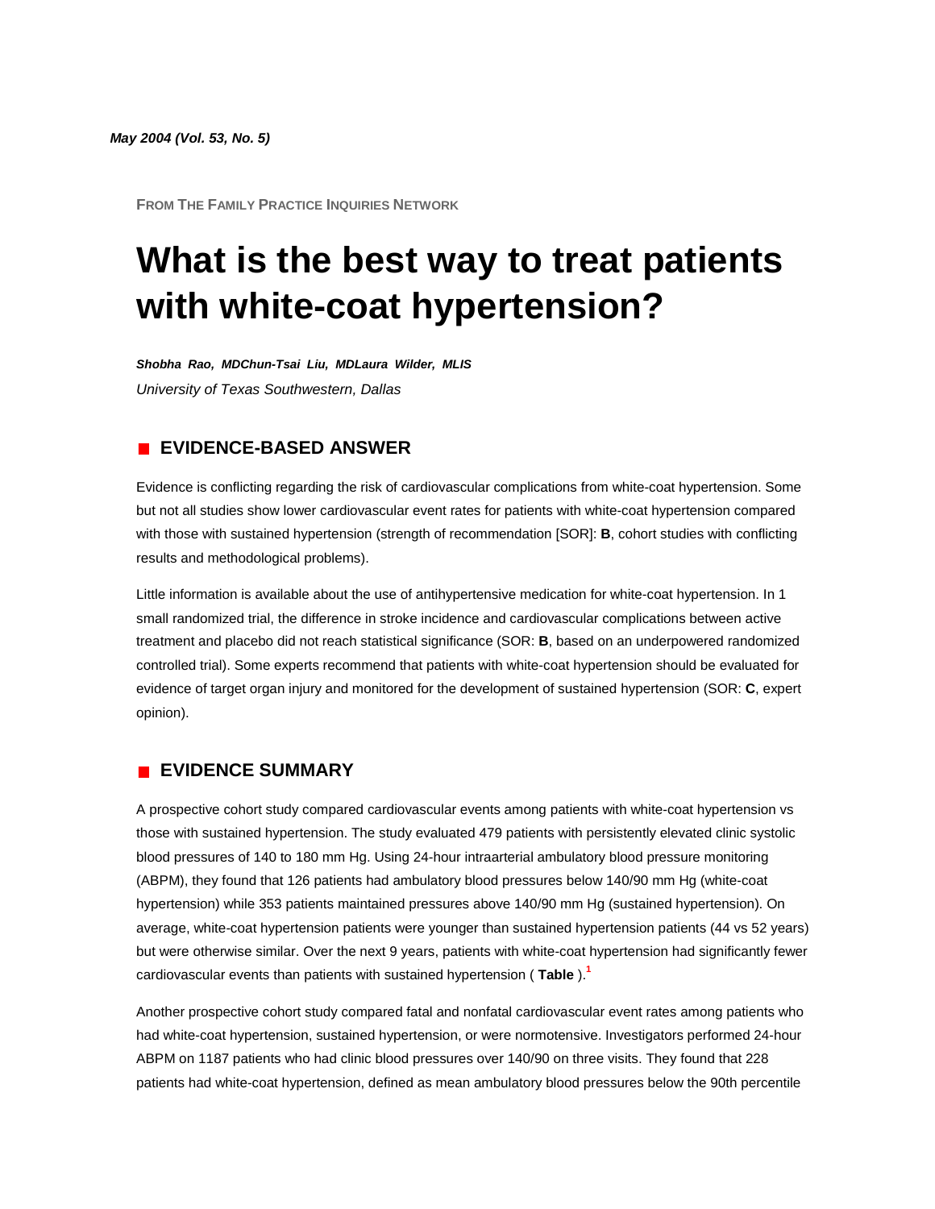*May 2004 (Vol. 53, No. 5)*

FROM THE FAMILY PRACTICE INQUIRIES NETWORK

# What is the best way to treat patients with white-coat hypertension?

***Shobha Rao, MDChun-Tsai Liu, MDLaura Wilder, MLIS***
*University of Texas Southwestern, Dallas*

## EVIDENCE-BASED ANSWER

Evidence is conflicting regarding the risk of cardiovascular complications from white-coat hypertension. Some but not all studies show lower cardiovascular event rates for patients with white-coat hypertension compared with those with sustained hypertension (strength of recommendation [SOR]: **B**, cohort studies with conflicting results and methodological problems).

Little information is available about the use of antihypertensive medication for white-coat hypertension. In 1 small randomized trial, the difference in stroke incidence and cardiovascular complications between active treatment and placebo did not reach statistical significance (SOR: **B**, based on an underpowered randomized controlled trial). Some experts recommend that patients with white-coat hypertension should be evaluated for evidence of target organ injury and monitored for the development of sustained hypertension (SOR: **C**, expert opinion).

## EVIDENCE SUMMARY

A prospective cohort study compared cardiovascular events among patients with white-coat hypertension vs those with sustained hypertension. The study evaluated 479 patients with persistently elevated clinic systolic blood pressures of 140 to 180 mm Hg. Using 24-hour intraarterial ambulatory blood pressure monitoring (ABPM), they found that 126 patients had ambulatory blood pressures below 140/90 mm Hg (white-coat hypertension) while 353 patients maintained pressures above 140/90 mm Hg (sustained hypertension). On average, white-coat hypertension patients were younger than sustained hypertension patients (44 vs 52 years) but were otherwise similar. Over the next 9 years, patients with white-coat hypertension had significantly fewer cardiovascular events than patients with sustained hypertension ( **Table** ).[1]

Another prospective cohort study compared fatal and nonfatal cardiovascular event rates among patients who had white-coat hypertension, sustained hypertension, or were normotensive. Investigators performed 24-hour ABPM on 1187 patients who had clinic blood pressures over 140/90 on three visits. They found that 228 patients had white-coat hypertension, defined as mean ambulatory blood pressures below the 90th percentile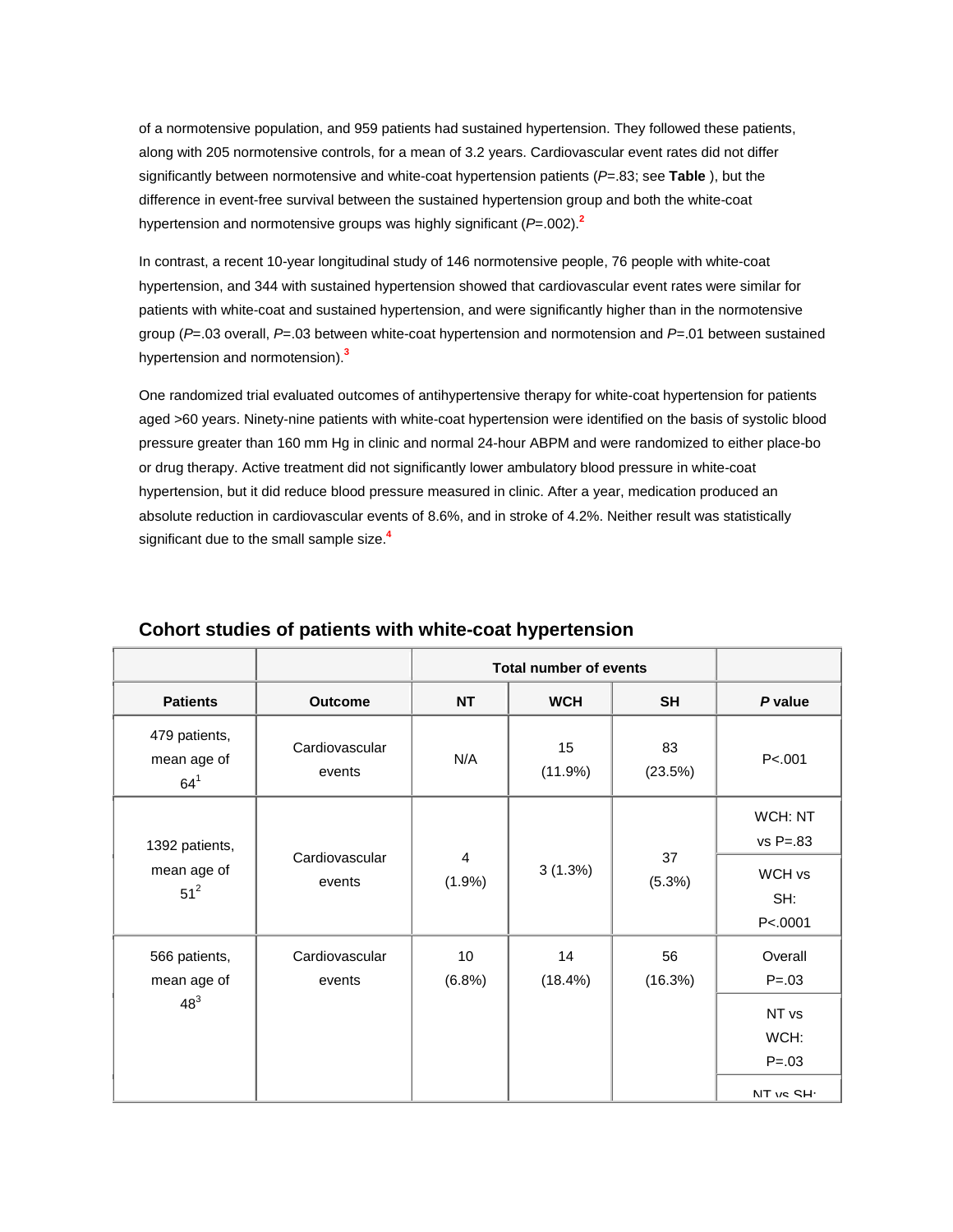of a normotensive population, and 959 patients had sustained hypertension. They followed these patients, along with 205 normotensive controls, for a mean of 3.2 years. Cardiovascular event rates did not differ significantly between normotensive and white-coat hypertension patients (*P*=.83; see **Table** ), but the difference in event-free survival between the sustained hypertension group and both the white-coat hypertension and normotensive groups was highly significant (*P*=.002).[2]

In contrast, a recent 10-year longitudinal study of 146 normotensive people, 76 people with white-coat hypertension, and 344 with sustained hypertension showed that cardiovascular event rates were similar for patients with white-coat and sustained hypertension, and were significantly higher than in the normotensive group (*P*=.03 overall, *P*=.03 between white-coat hypertension and normotension and *P*=.01 between sustained hypertension and normotension).[3]

One randomized trial evaluated outcomes of antihypertensive therapy for white-coat hypertension for patients aged >60 years. Ninety-nine patients with white-coat hypertension were identified on the basis of systolic blood pressure greater than 160 mm Hg in clinic and normal 24-hour ABPM and were randomized to either place-bo or drug therapy. Active treatment did not significantly lower ambulatory blood pressure in white-coat hypertension, but it did reduce blood pressure measured in clinic. After a year, medication produced an absolute reduction in cardiovascular events of 8.6%, and in stroke of 4.2%. Neither result was statistically significant due to the small sample size.[4]

## Cohort studies of patients with white-coat hypertension

| | | Total number of events | | | |
|---|---|---|---|---|---|
| **Patients** | **Outcome** | **NT** | **WCH** | **SH** | ***P* value** |
| 479 patients, mean age of 64[1] | Cardiovascular events | N/A | 15 (11.9%) | 83 (23.5%) | P<.001 |
| 1392 patients, mean age of 51[2] | Cardiovascular events | 4 (1.9%) | 3 (1.3%) | 37 (5.3%) | WCH: NT vs P=.83 |
| | | | | | WCH vs SH: P<.0001 |
| 566 patients, mean age of 48[3] | Cardiovascular events | 10 (6.8%) | 14 (18.4%) | 56 (16.3%) | Overall P=.03 |
| | | | | | NT vs WCH: P=.03 |
| | | | | | NT vs SH: |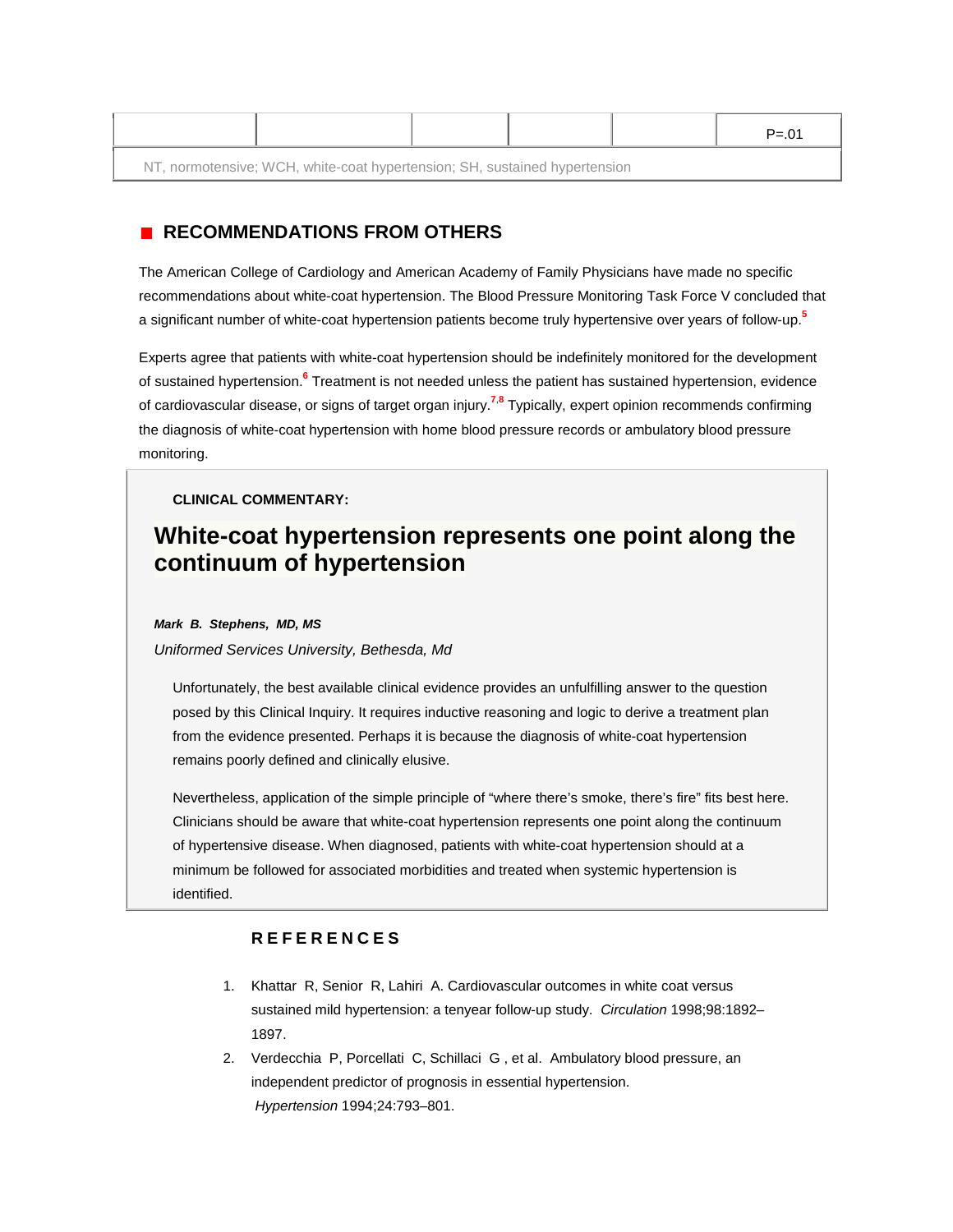| | | | | | P=.01 |
|---|---|---|---|---|---|
| NT, normotensive; WCH, white-coat hypertension; SH, sustained hypertension | | | | | |

## RECOMMENDATIONS FROM OTHERS

The American College of Cardiology and American Academy of Family Physicians have made no specific recommendations about white-coat hypertension. The Blood Pressure Monitoring Task Force V concluded that a significant number of white-coat hypertension patients become truly hypertensive over years of follow-up.[5]

Experts agree that patients with white-coat hypertension should be indefinitely monitored for the development of sustained hypertension.[6] Treatment is not needed unless the patient has sustained hypertension, evidence of cardiovascular disease, or signs of target organ injury.[7,8] Typically, expert opinion recommends confirming the diagnosis of white-coat hypertension with home blood pressure records or ambulatory blood pressure monitoring.

**CLINICAL COMMENTARY:**

## White-coat hypertension represents one point along the continuum of hypertension

***Mark B. Stephens, MD, MS***

*Uniformed Services University, Bethesda, Md*

Unfortunately, the best available clinical evidence provides an unfulfilling answer to the question posed by this Clinical Inquiry. It requires inductive reasoning and logic to derive a treatment plan from the evidence presented. Perhaps it is because the diagnosis of white-coat hypertension remains poorly defined and clinically elusive.

Nevertheless, application of the simple principle of "where there's smoke, there's fire" fits best here. Clinicians should be aware that white-coat hypertension represents one point along the continuum of hypertensive disease. When diagnosed, patients with white-coat hypertension should at a minimum be followed for associated morbidities and treated when systemic hypertension is identified.

## REFERENCES

1. Khattar R, Senior R, Lahiri A. Cardiovascular outcomes in white coat versus sustained mild hypertension: a tenyear follow-up study. *Circulation* 1998;98:1892–1897.
2. Verdecchia P, Porcellati C, Schillaci G , et al. Ambulatory blood pressure, an independent predictor of prognosis in essential hypertension. *Hypertension* 1994;24:793–801.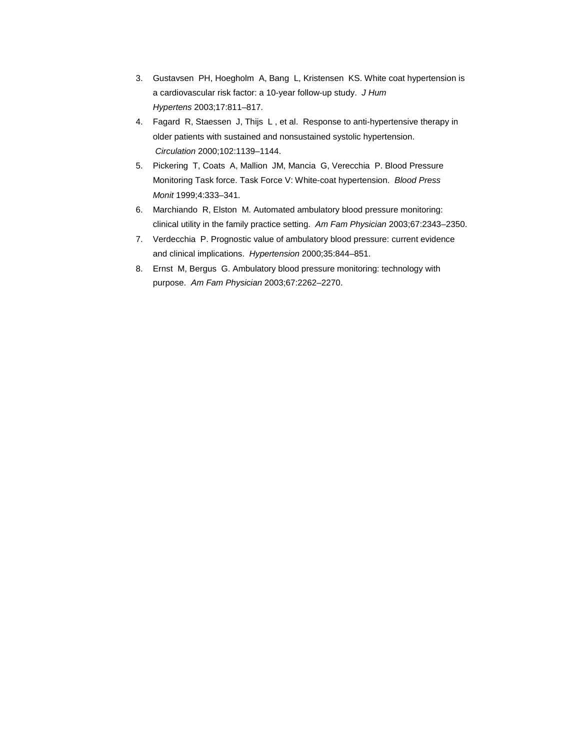3. Gustavsen PH, Hoegholm A, Bang L, Kristensen KS. White coat hypertension is a cardiovascular risk factor: a 10-year follow-up study. *J Hum Hypertens* 2003;17:811–817.
4. Fagard R, Staessen J, Thijs L , et al. Response to anti-hypertensive therapy in older patients with sustained and nonsustained systolic hypertension. *Circulation* 2000;102:1139–1144.
5. Pickering T, Coats A, Mallion JM, Mancia G, Verecchia P. Blood Pressure Monitoring Task force. Task Force V: White-coat hypertension. *Blood Press Monit* 1999;4:333–341.
6. Marchiando R, Elston M. Automated ambulatory blood pressure monitoring: clinical utility in the family practice setting. *Am Fam Physician* 2003;67:2343–2350.
7. Verdecchia P. Prognostic value of ambulatory blood pressure: current evidence and clinical implications. *Hypertension* 2000;35:844–851.
8. Ernst M, Bergus G. Ambulatory blood pressure monitoring: technology with purpose. *Am Fam Physician* 2003;67:2262–2270.